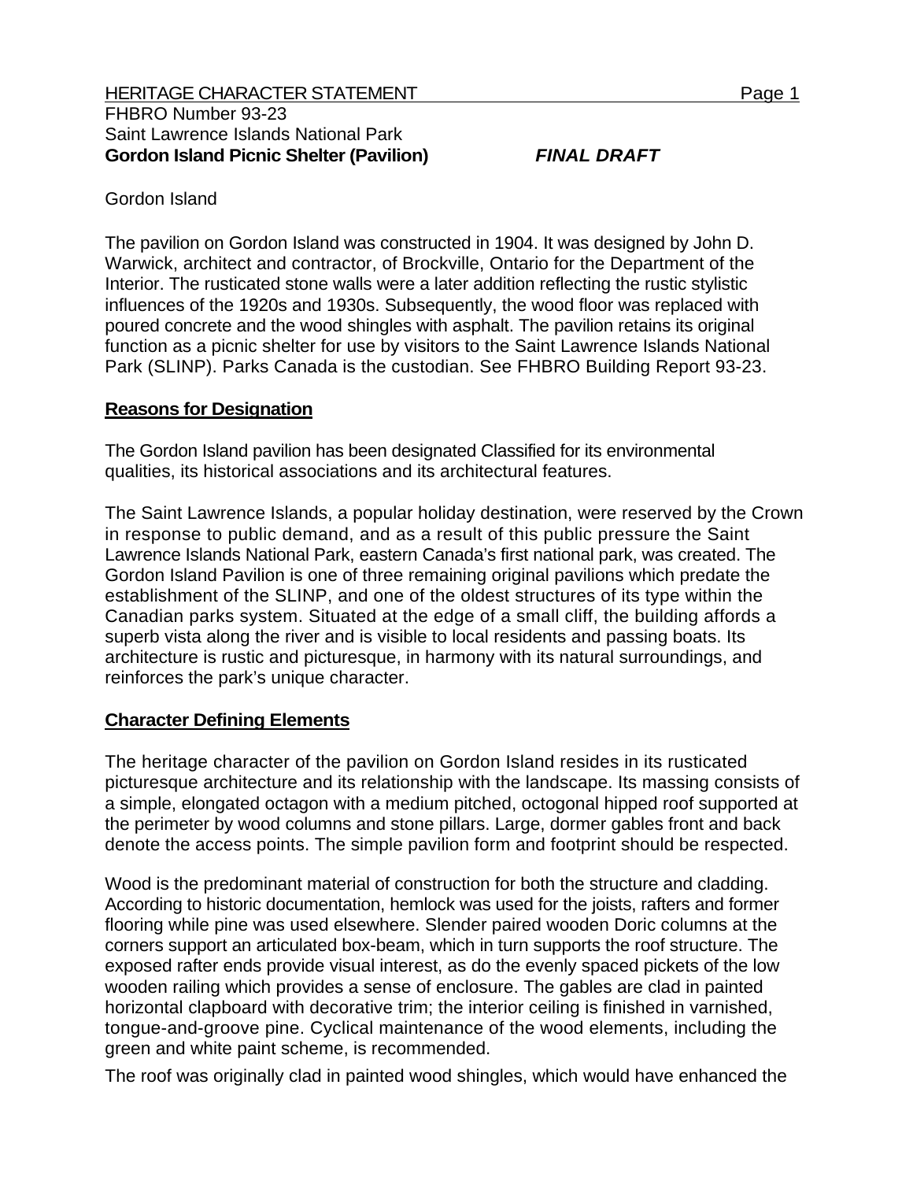FHBRO Number 93-23
Saint Lawrence Islands National Park
**Gordon Island Picnic Shelter (Pavilion)** ***FINAL DRAFT***

Gordon Island

The pavilion on Gordon Island was constructed in 1904. It was designed by John D. Warwick, architect and contractor, of Brockville, Ontario for the Department of the Interior. The rusticated stone walls were a later addition reflecting the rustic stylistic influences of the 1920s and 1930s. Subsequently, the wood floor was replaced with poured concrete and the wood shingles with asphalt. The pavilion retains its original function as a picnic shelter for use by visitors to the Saint Lawrence Islands National Park (SLINP). Parks Canada is the custodian. See FHBRO Building Report 93-23.

## Reasons for Designation

The Gordon Island pavilion has been designated Classified for its environmental qualities, its historical associations and its architectural features.

The Saint Lawrence Islands, a popular holiday destination, were reserved by the Crown in response to public demand, and as a result of this public pressure the Saint Lawrence Islands National Park, eastern Canada's first national park, was created. The Gordon Island Pavilion is one of three remaining original pavilions which predate the establishment of the SLINP, and one of the oldest structures of its type within the Canadian parks system. Situated at the edge of a small cliff, the building affords a superb vista along the river and is visible to local residents and passing boats. Its architecture is rustic and picturesque, in harmony with its natural surroundings, and reinforces the park's unique character.

## Character Defining Elements

The heritage character of the pavilion on Gordon Island resides in its rusticated picturesque architecture and its relationship with the landscape. Its massing consists of a simple, elongated octagon with a medium pitched, octogonal hipped roof supported at the perimeter by wood columns and stone pillars. Large, dormer gables front and back denote the access points. The simple pavilion form and footprint should be respected.

Wood is the predominant material of construction for both the structure and cladding. According to historic documentation, hemlock was used for the joists, rafters and former flooring while pine was used elsewhere. Slender paired wooden Doric columns at the corners support an articulated box-beam, which in turn supports the roof structure. The exposed rafter ends provide visual interest, as do the evenly spaced pickets of the low wooden railing which provides a sense of enclosure. The gables are clad in painted horizontal clapboard with decorative trim; the interior ceiling is finished in varnished, tongue-and-groove pine. Cyclical maintenance of the wood elements, including the green and white paint scheme, is recommended.

The roof was originally clad in painted wood shingles, which would have enhanced the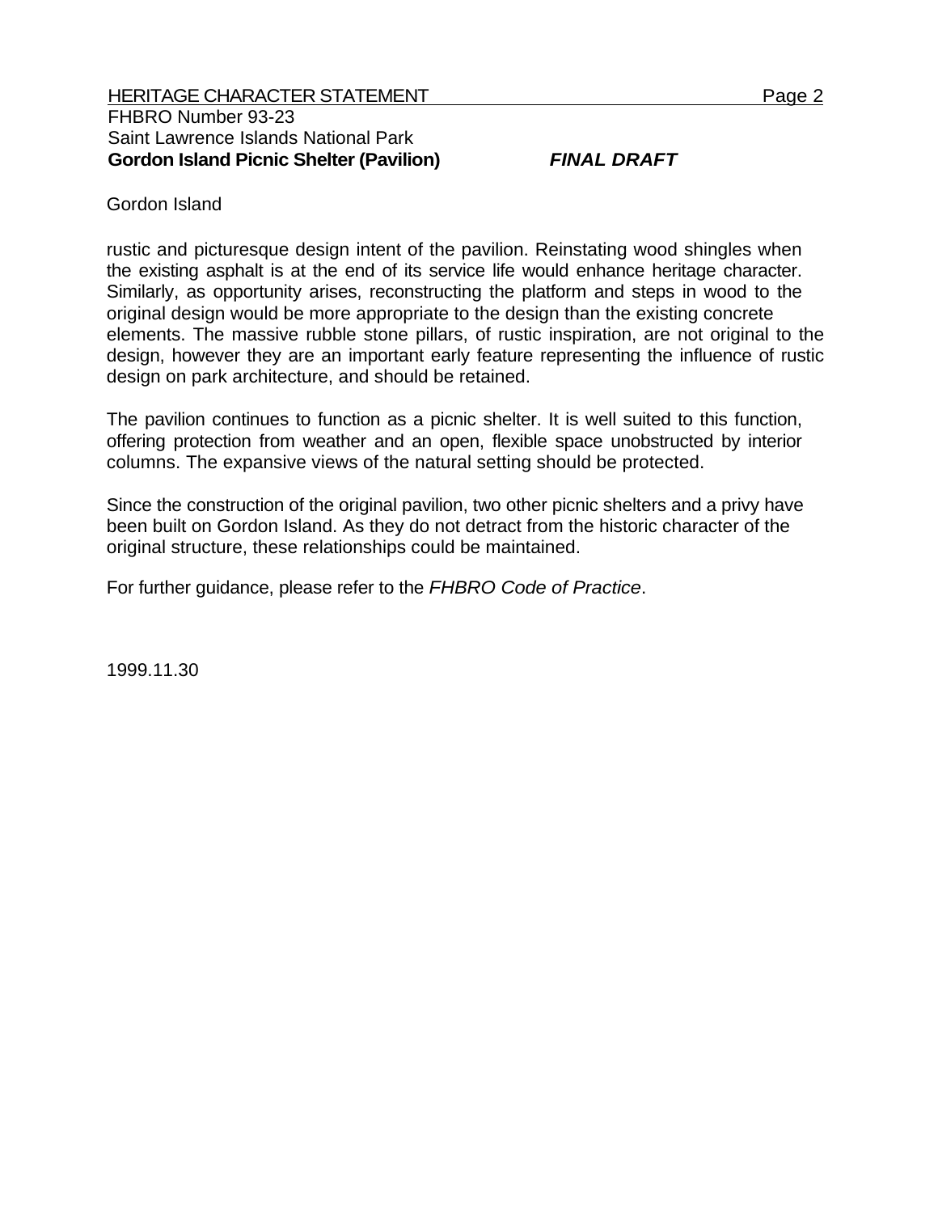Gordon Island

rustic and picturesque design intent of the pavilion. Reinstating wood shingles when the existing asphalt is at the end of its service life would enhance heritage character. Similarly, as opportunity arises, reconstructing the platform and steps in wood to the original design would be more appropriate to the design than the existing concrete elements. The massive rubble stone pillars, of rustic inspiration, are not original to the design, however they are an important early feature representing the influence of rustic design on park architecture, and should be retained.

The pavilion continues to function as a picnic shelter. It is well suited to this function, offering protection from weather and an open, flexible space unobstructed by interior columns. The expansive views of the natural setting should be protected.

Since the construction of the original pavilion, two other picnic shelters and a privy have been built on Gordon Island. As they do not detract from the historic character of the original structure, these relationships could be maintained.

For further guidance, please refer to the *FHBRO Code of Practice*.

1999.11.30